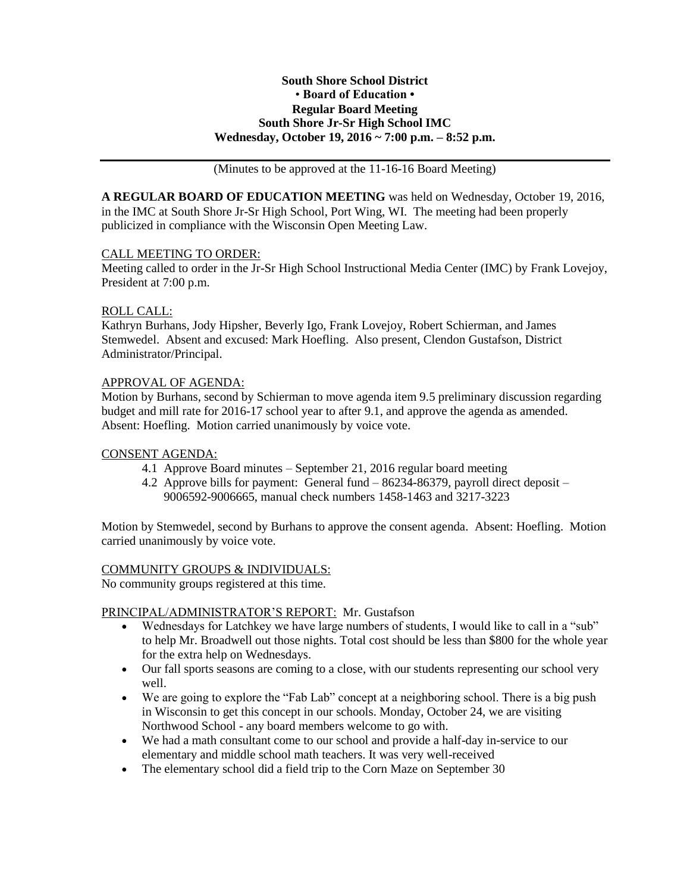**South Shore School District**
**• Board of Education •**
**Regular Board Meeting**
**South Shore Jr-Sr High School IMC**
**Wednesday, October 19, 2016 ~ 7:00 p.m. – 8:52 p.m.**

(Minutes to be approved at the 11-16-16 Board Meeting)

**A REGULAR BOARD OF EDUCATION MEETING** was held on Wednesday, October 19, 2016, in the IMC at South Shore Jr-Sr High School, Port Wing, WI. The meeting had been properly publicized in compliance with the Wisconsin Open Meeting Law.

CALL MEETING TO ORDER:

Meeting called to order in the Jr-Sr High School Instructional Media Center (IMC) by Frank Lovejoy, President at 7:00 p.m.

ROLL CALL:

Kathryn Burhans, Jody Hipsher, Beverly Igo, Frank Lovejoy, Robert Schierman, and James Stemwedel. Absent and excused: Mark Hoefling. Also present, Clendon Gustafson, District Administrator/Principal.

APPROVAL OF AGENDA:

Motion by Burhans, second by Schierman to move agenda item 9.5 preliminary discussion regarding budget and mill rate for 2016-17 school year to after 9.1, and approve the agenda as amended. Absent: Hoefling. Motion carried unanimously by voice vote.

CONSENT AGENDA:

- 4.1 Approve Board minutes – September 21, 2016 regular board meeting
- 4.2 Approve bills for payment: General fund – 86234-86379, payroll direct deposit – 9006592-9006665, manual check numbers 1458-1463 and 3217-3223

Motion by Stemwedel, second by Burhans to approve the consent agenda. Absent: Hoefling. Motion carried unanimously by voice vote.

COMMUNITY GROUPS & INDIVIDUALS:

No community groups registered at this time.

PRINCIPAL/ADMINISTRATOR'S REPORT: Mr. Gustafson

- Wednesdays for Latchkey we have large numbers of students, I would like to call in a "sub" to help Mr. Broadwell out those nights. Total cost should be less than $800 for the whole year for the extra help on Wednesdays.
- Our fall sports seasons are coming to a close, with our students representing our school very well.
- We are going to explore the "Fab Lab" concept at a neighboring school. There is a big push in Wisconsin to get this concept in our schools. Monday, October 24, we are visiting Northwood School - any board members welcome to go with.
- We had a math consultant come to our school and provide a half-day in-service to our elementary and middle school math teachers. It was very well-received
- The elementary school did a field trip to the Corn Maze on September 30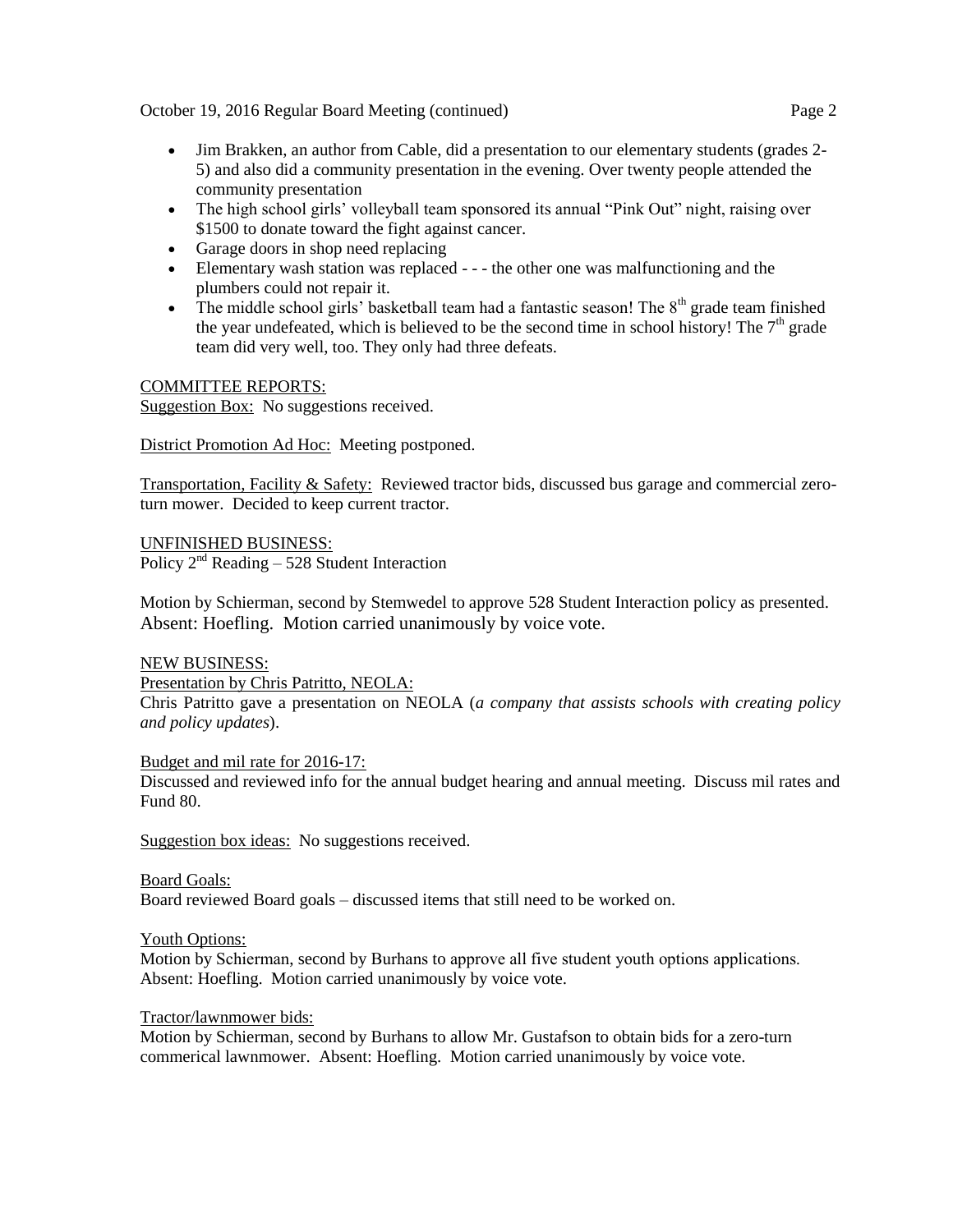- Jim Brakken, an author from Cable, did a presentation to our elementary students (grades 2-5) and also did a community presentation in the evening. Over twenty people attended the community presentation
- The high school girls' volleyball team sponsored its annual "Pink Out" night, raising over $1500 to donate toward the fight against cancer.
- Garage doors in shop need replacing
- Elementary wash station was replaced - - - the other one was malfunctioning and the plumbers could not repair it.
- The middle school girls' basketball team had a fantastic season! The 8th grade team finished the year undefeated, which is believed to be the second time in school history! The 7th grade team did very well, too. They only had three defeats.

COMMITTEE REPORTS:

Suggestion Box: No suggestions received.

District Promotion Ad Hoc: Meeting postponed.

Transportation, Facility & Safety: Reviewed tractor bids, discussed bus garage and commercial zero-turn mower. Decided to keep current tractor.

UNFINISHED BUSINESS:

Policy 2nd Reading – 528 Student Interaction

Motion by Schierman, second by Stemwedel to approve 528 Student Interaction policy as presented. Absent: Hoefling. Motion carried unanimously by voice vote.

NEW BUSINESS:

Presentation by Chris Patritto, NEOLA:

Chris Patritto gave a presentation on NEOLA (*a company that assists schools with creating policy and policy updates*).

Budget and mil rate for 2016-17:

Discussed and reviewed info for the annual budget hearing and annual meeting. Discuss mil rates and Fund 80.

Suggestion box ideas: No suggestions received.

Board Goals:

Board reviewed Board goals – discussed items that still need to be worked on.

Youth Options:

Motion by Schierman, second by Burhans to approve all five student youth options applications. Absent: Hoefling. Motion carried unanimously by voice vote.

Tractor/lawnmower bids:

Motion by Schierman, second by Burhans to allow Mr. Gustafson to obtain bids for a zero-turn commerical lawnmower. Absent: Hoefling. Motion carried unanimously by voice vote.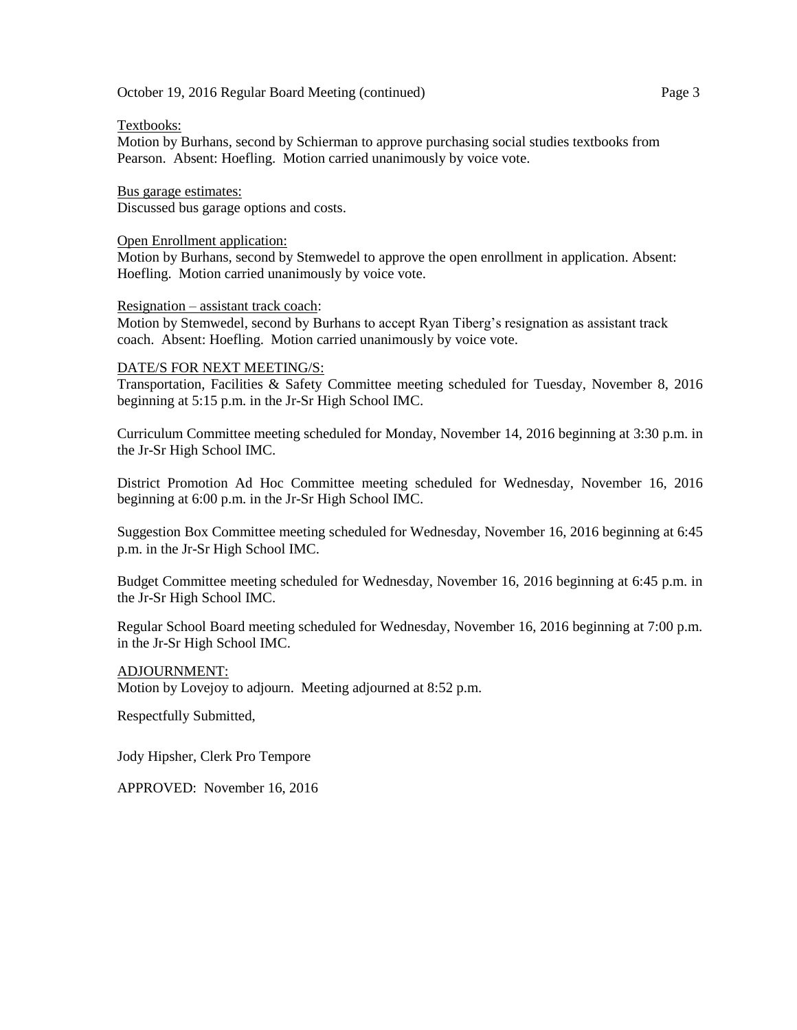Textbooks:

Motion by Burhans, second by Schierman to approve purchasing social studies textbooks from Pearson. Absent: Hoefling. Motion carried unanimously by voice vote.

Bus garage estimates:

Discussed bus garage options and costs.

Open Enrollment application:

Motion by Burhans, second by Stemwedel to approve the open enrollment in application. Absent: Hoefling. Motion carried unanimously by voice vote.

Resignation – assistant track coach:

Motion by Stemwedel, second by Burhans to accept Ryan Tiberg's resignation as assistant track coach. Absent: Hoefling. Motion carried unanimously by voice vote.

DATE/S FOR NEXT MEETING/S:

Transportation, Facilities & Safety Committee meeting scheduled for Tuesday, November 8, 2016 beginning at 5:15 p.m. in the Jr-Sr High School IMC.

Curriculum Committee meeting scheduled for Monday, November 14, 2016 beginning at 3:30 p.m. in the Jr-Sr High School IMC.

District Promotion Ad Hoc Committee meeting scheduled for Wednesday, November 16, 2016 beginning at 6:00 p.m. in the Jr-Sr High School IMC.

Suggestion Box Committee meeting scheduled for Wednesday, November 16, 2016 beginning at 6:45 p.m. in the Jr-Sr High School IMC.

Budget Committee meeting scheduled for Wednesday, November 16, 2016 beginning at 6:45 p.m. in the Jr-Sr High School IMC.

Regular School Board meeting scheduled for Wednesday, November 16, 2016 beginning at 7:00 p.m. in the Jr-Sr High School IMC.

ADJOURNMENT:

Motion by Lovejoy to adjourn. Meeting adjourned at 8:52 p.m.

Respectfully Submitted,

Jody Hipsher, Clerk Pro Tempore

APPROVED: November 16, 2016